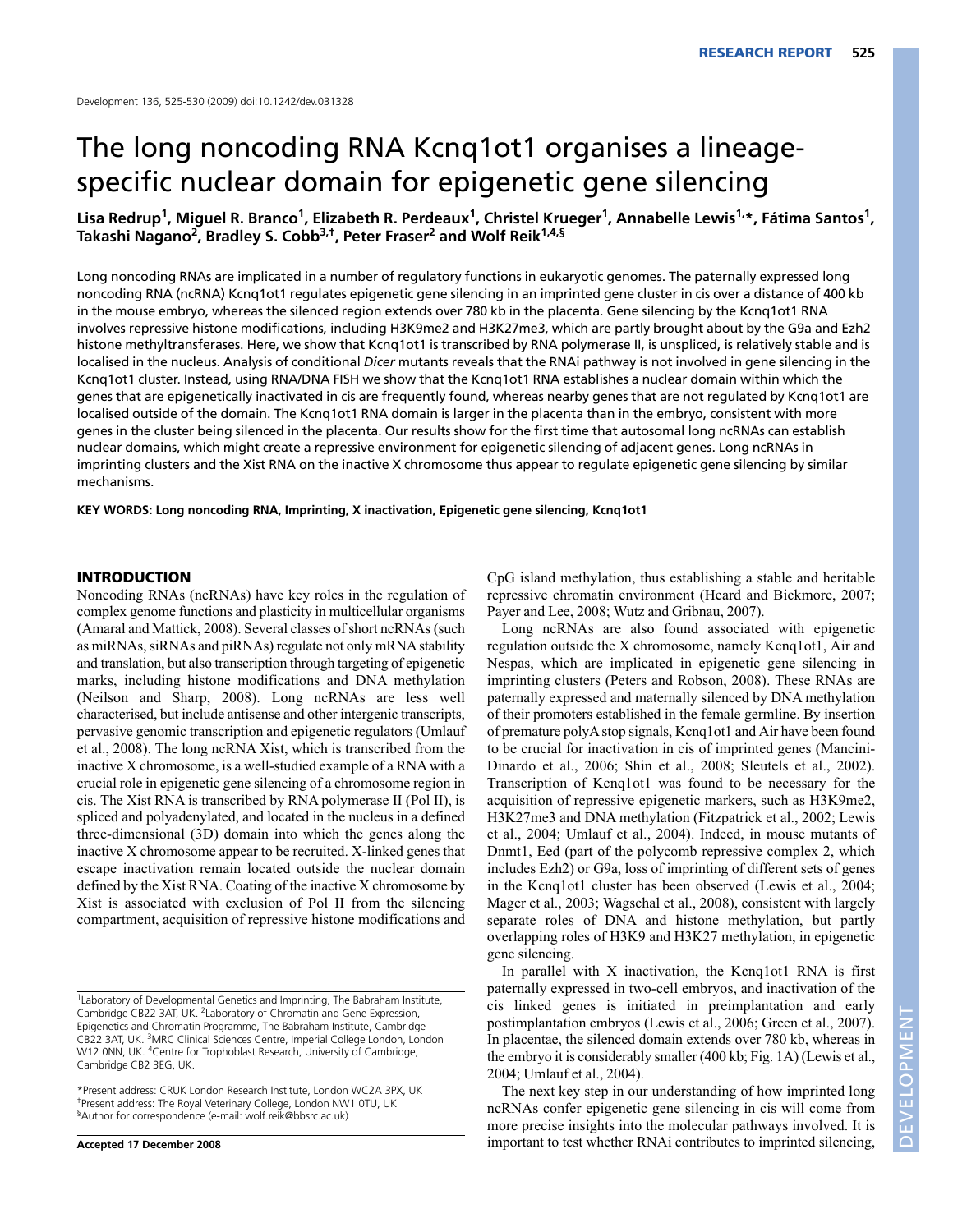Development 136, 525-530 (2009) doi:10.1242/dev.031328

# The long noncoding RNA Kcnq1ot1 organises a lineage-specific nuclear domain for epigenetic gene silencing

**Lisa Redrup[1], Miguel R. Branco[1], Elizabeth R. Perdeaux[1], Christel Krueger[1], Annabelle Lewis[1,*], Fátima Santos[1], Takashi Nagano[2], Bradley S. Cobb[3,†], Peter Fraser[2] and Wolf Reik[1,4,§]**

Long noncoding RNAs are implicated in a number of regulatory functions in eukaryotic genomes. The paternally expressed long noncoding RNA (ncRNA) Kcnq1ot1 regulates epigenetic gene silencing in an imprinted gene cluster in cis over a distance of 400 kb in the mouse embryo, whereas the silenced region extends over 780 kb in the placenta. Gene silencing by the Kcnq1ot1 RNA involves repressive histone modifications, including H3K9me2 and H3K27me3, which are partly brought about by the G9a and Ezh2 histone methyltransferases. Here, we show that Kcnq1ot1 is transcribed by RNA polymerase II, is unspliced, is relatively stable and is localised in the nucleus. Analysis of conditional *Dicer* mutants reveals that the RNAi pathway is not involved in gene silencing in the Kcnq1ot1 cluster. Instead, using RNA/DNA FISH we show that the Kcnq1ot1 RNA establishes a nuclear domain within which the genes that are epigenetically inactivated in cis are frequently found, whereas nearby genes that are not regulated by Kcnq1ot1 are localised outside of the domain. The Kcnq1ot1 RNA domain is larger in the placenta than in the embryo, consistent with more genes in the cluster being silenced in the placenta. Our results show for the first time that autosomal long ncRNAs can establish nuclear domains, which might create a repressive environment for epigenetic silencing of adjacent genes. Long ncRNAs in imprinting clusters and the Xist RNA on the inactive X chromosome thus appear to regulate epigenetic gene silencing by similar mechanisms.

**KEY WORDS: Long noncoding RNA, Imprinting, X inactivation, Epigenetic gene silencing, Kcnq1ot1**

## INTRODUCTION

Noncoding RNAs (ncRNAs) have key roles in the regulation of complex genome functions and plasticity in multicellular organisms (Amaral and Mattick, 2008). Several classes of short ncRNAs (such as miRNAs, siRNAs and piRNAs) regulate not only mRNA stability and translation, but also transcription through targeting of epigenetic marks, including histone modifications and DNA methylation (Neilson and Sharp, 2008). Long ncRNAs are less well characterised, but include antisense and other intergenic transcripts, pervasive genomic transcription and epigenetic regulators (Umlauf et al., 2008). The long ncRNA Xist, which is transcribed from the inactive X chromosome, is a well-studied example of a RNA with a crucial role in epigenetic gene silencing of a chromosome region in cis. The Xist RNA is transcribed by RNA polymerase II (Pol II), is spliced and polyadenylated, and located in the nucleus in a defined three-dimensional (3D) domain into which the genes along the inactive X chromosome appear to be recruited. X-linked genes that escape inactivation remain located outside the nuclear domain defined by the Xist RNA. Coating of the inactive X chromosome by Xist is associated with exclusion of Pol II from the silencing compartment, acquisition of repressive histone modifications and CpG island methylation, thus establishing a stable and heritable repressive chromatin environment (Heard and Bickmore, 2007; Payer and Lee, 2008; Wutz and Gribnau, 2007).

Long ncRNAs are also found associated with epigenetic regulation outside the X chromosome, namely Kcnq1ot1, Air and Nespas, which are implicated in epigenetic gene silencing in imprinting clusters (Peters and Robson, 2008). These RNAs are paternally expressed and maternally silenced by DNA methylation of their promoters established in the female germline. By insertion of premature polyA stop signals, Kcnq1ot1 and Air have been found to be crucial for inactivation in cis of imprinted genes (Mancini-Dinardo et al., 2006; Shin et al., 2008; Sleutels et al., 2002). Transcription of Kcnq1ot1 was found to be necessary for the acquisition of repressive epigenetic markers, such as H3K9me2, H3K27me3 and DNA methylation (Fitzpatrick et al., 2002; Lewis et al., 2004; Umlauf et al., 2004). Indeed, in mouse mutants of Dnmt1, Eed (part of the polycomb repressive complex 2, which includes Ezh2) or G9a, loss of imprinting of different sets of genes in the Kcnq1ot1 cluster has been observed (Lewis et al., 2004; Mager et al., 2003; Wagschal et al., 2008), consistent with largely separate roles of DNA and histone methylation, but partly overlapping roles of H3K9 and H3K27 methylation, in epigenetic gene silencing.

In parallel with X inactivation, the Kcnq1ot1 RNA is first paternally expressed in two-cell embryos, and inactivation of the cis linked genes is initiated in preimplantation and early postimplantation embryos (Lewis et al., 2006; Green et al., 2007). In placentae, the silenced domain extends over 780 kb, whereas in the embryo it is considerably smaller (400 kb; Fig. 1A) (Lewis et al., 2004; Umlauf et al., 2004).

The next key step in our understanding of how imprinted long ncRNAs confer epigenetic gene silencing in cis will come from more precise insights into the molecular pathways involved. It is important to test whether RNAi contributes to imprinted silencing,

[1]Laboratory of Developmental Genetics and Imprinting, The Babraham Institute, Cambridge CB22 3AT, UK. [2]Laboratory of Chromatin and Gene Expression, Epigenetics and Chromatin Programme, The Babraham Institute, Cambridge CB22 3AT, UK. [3]MRC Clinical Sciences Centre, Imperial College London, London W12 0NN, UK. [4]Centre for Trophoblast Research, University of Cambridge, Cambridge CB2 3EG, UK.

*Present address: CRUK London Research Institute, London WC2A 3PX, UK
†Present address: The Royal Veterinary College, London NW1 0TU, UK
§Author for correspondence (e-mail: wolf.reik@bbsrc.ac.uk)

**Accepted 17 December 2008**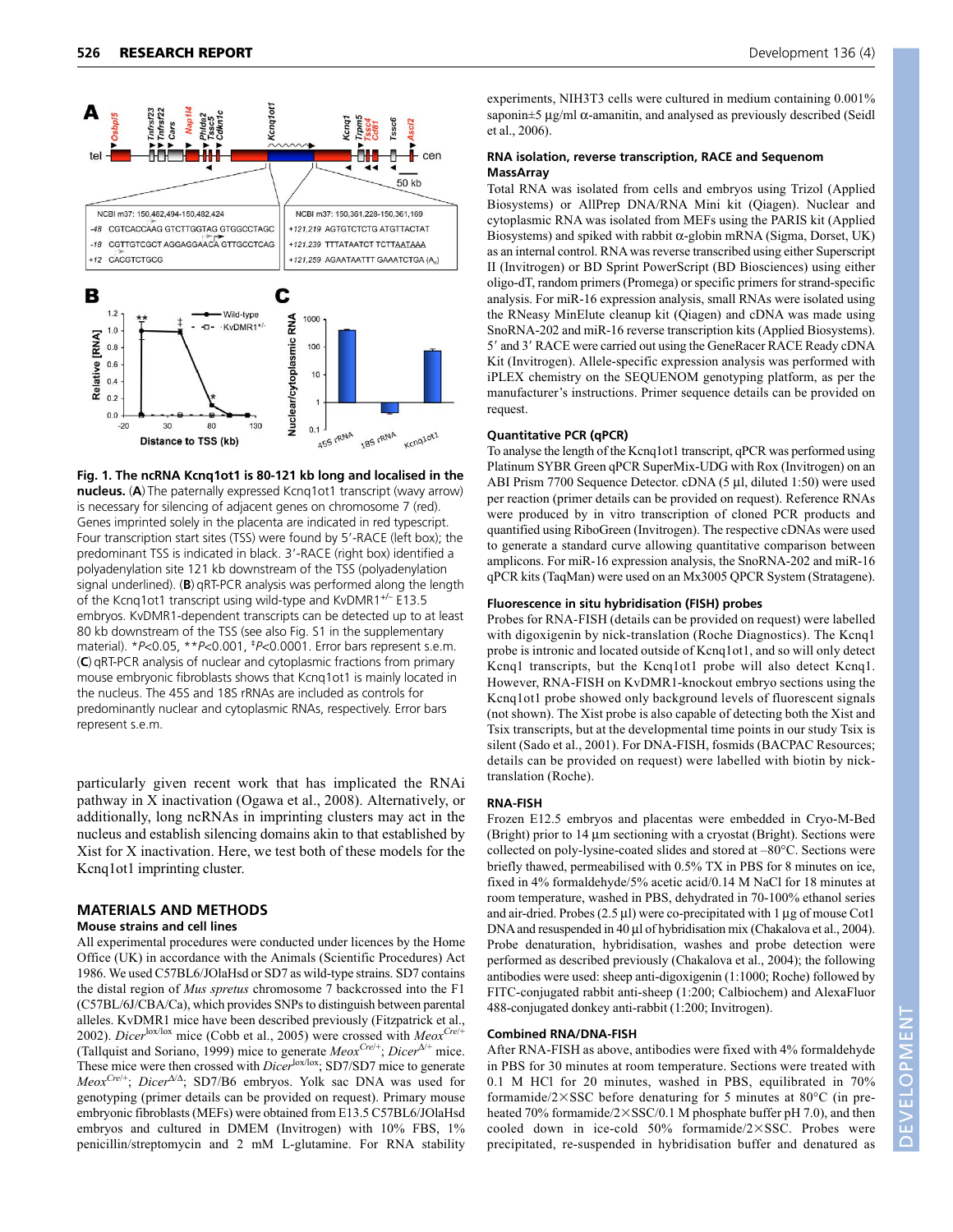**Fig. 1. The ncRNA Kcnq1ot1 is 80-121 kb long and localised in the nucleus.** (**A**) The paternally expressed Kcnq1ot1 transcript (wavy arrow) is necessary for silencing of adjacent genes on chromosome 7 (red). Genes imprinted solely in the placenta are indicated in red typescript. Four transcription start sites (TSS) were found by 5′-RACE (left box); the predominant TSS is indicated in black. 3′-RACE (right box) identified a polyadenylation site 121 kb downstream of the TSS (polyadenylation signal underlined). (**B**) qRT-PCR analysis was performed along the length of the Kcnq1ot1 transcript using wild-type and KvDMR1$^{+/-}$ E13.5 embryos. KvDMR1-dependent transcripts can be detected up to at least 80 kb downstream of the TSS (see also Fig. S1 in the supplementary material). \*$P<0.05$, \*\*$P<0.001$, ‡$P<0.0001$. Error bars represent s.e.m. (**C**) qRT-PCR analysis of nuclear and cytoplasmic fractions from primary mouse embryonic fibroblasts shows that Kcnq1ot1 is mainly located in the nucleus. The 45S and 18S rRNAs are included as controls for predominantly nuclear and cytoplasmic RNAs, respectively. Error bars represent s.e.m.

particularly given recent work that has implicated the RNAi pathway in X inactivation (Ogawa et al., 2008). Alternatively, or additionally, long ncRNAs in imprinting clusters may act in the nucleus and establish silencing domains akin to that established by Xist for X inactivation. Here, we test both of these models for the Kcnq1ot1 imprinting cluster.

## MATERIALS AND METHODS

### Mouse strains and cell lines

All experimental procedures were conducted under licences by the Home Office (UK) in accordance with the Animals (Scientific Procedures) Act 1986. We used C57BL6/JOlaHsd or SD7 as wild-type strains. SD7 contains the distal region of *Mus spretus* chromosome 7 backcrossed into the F1 (C57BL/6J/CBA/Ca), which provides SNPs to distinguish between parental alleles. KvDMR1 mice have been described previously (Fitzpatrick et al., 2002). *Dicer*$^{lox/lox}$ mice (Cobb et al., 2005) were crossed with *Meox*$^{Cre/+}$ (Tallquist and Soriano, 1999) mice to generate *Meox*$^{Cre/+}$; *Dicer*$^{\Delta/+}$ mice. These mice were then crossed with *Dicer*$^{lox/lox}$; SD7/SD7 mice to generate *Meox*$^{Cre/+}$; *Dicer*$^{\Delta/\Delta}$; SD7/B6 embryos. Yolk sac DNA was used for genotyping (primer details can be provided on request). Primary mouse embryonic fibroblasts (MEFs) were obtained from E13.5 C57BL6/JOlaHsd embryos and cultured in DMEM (Invitrogen) with 10% FBS, 1% penicillin/streptomycin and 2 mM L-glutamine. For RNA stability experiments, NIH3T3 cells were cultured in medium containing 0.001% saponin±5 μg/ml α-amanitin, and analysed as previously described (Seidl et al., 2006).

### RNA isolation, reverse transcription, RACE and Sequenom MassArray

Total RNA was isolated from cells and embryos using Trizol (Applied Biosystems) or AllPrep DNA/RNA Mini kit (Qiagen). Nuclear and cytoplasmic RNA was isolated from MEFs using the PARIS kit (Applied Biosystems) and spiked with rabbit α-globin mRNA (Sigma, Dorset, UK) as an internal control. RNA was reverse transcribed using either Superscript II (Invitrogen) or BD Sprint PowerScript (BD Biosciences) using either oligo-dT, random primers (Promega) or specific primers for strand-specific analysis. For miR-16 expression analysis, small RNAs were isolated using the RNeasy MinElute cleanup kit (Qiagen) and cDNA was made using SnoRNA-202 and miR-16 reverse transcription kits (Applied Biosystems). 5′ and 3′ RACE were carried out using the GeneRacer RACE Ready cDNA Kit (Invitrogen). Allele-specific expression analysis was performed with iPLEX chemistry on the SEQUENOM genotyping platform, as per the manufacturer's instructions. Primer sequence details can be provided on request.

### Quantitative PCR (qPCR)

To analyse the length of the Kcnq1ot1 transcript, qPCR was performed using Platinum SYBR Green qPCR SuperMix-UDG with Rox (Invitrogen) on an ABI Prism 7700 Sequence Detector. cDNA (5 μl, diluted 1:50) were used per reaction (primer details can be provided on request). Reference RNAs were produced by in vitro transcription of cloned PCR products and quantified using RiboGreen (Invitrogen). The respective cDNAs were used to generate a standard curve allowing quantitative comparison between amplicons. For miR-16 expression analysis, the SnoRNA-202 and miR-16 qPCR kits (TaqMan) were used on an Mx3005 QPCR System (Stratagene).

### Fluorescence in situ hybridisation (FISH) probes

Probes for RNA-FISH (details can be provided on request) were labelled with digoxigenin by nick-translation (Roche Diagnostics). The Kcnq1 probe is intronic and located outside of Kcnq1ot1, and so will only detect Kcnq1 transcripts, but the Kcnq1ot1 probe will also detect Kcnq1. However, RNA-FISH on KvDMR1-knockout embryo sections using the Kcnq1ot1 probe showed only background levels of fluorescent signals (not shown). The Xist probe is also capable of detecting both the Xist and Tsix transcripts, but at the developmental time points in our study Tsix is silent (Sado et al., 2001). For DNA-FISH, fosmids (BACPAC Resources; details can be provided on request) were labelled with biotin by nick-translation (Roche).

### RNA-FISH

Frozen E12.5 embryos and placentas were embedded in Cryo-M-Bed (Bright) prior to 14 μm sectioning with a cryostat (Bright). Sections were collected on poly-lysine-coated slides and stored at –80°C. Sections were briefly thawed, permeabilised with 0.5% TX in PBS for 8 minutes on ice, fixed in 4% formaldehyde/5% acetic acid/0.14 M NaCl for 18 minutes at room temperature, washed in PBS, dehydrated in 70-100% ethanol series and air-dried. Probes (2.5 μl) were co-precipitated with 1 μg of mouse Cot1 DNA and resuspended in 40 μl of hybridisation mix (Chakalova et al., 2004). Probe denaturation, hybridisation, washes and probe detection were performed as described previously (Chakalova et al., 2004); the following antibodies were used: sheep anti-digoxigenin (1:1000; Roche) followed by FITC-conjugated rabbit anti-sheep (1:200; Calbiochem) and AlexaFluor 488-conjugated donkey anti-rabbit (1:200; Invitrogen).

### Combined RNA/DNA-FISH

After RNA-FISH as above, antibodies were fixed with 4% formaldehyde in PBS for 30 minutes at room temperature. Sections were treated with 0.1 M HCl for 20 minutes, washed in PBS, equilibrated in 70% formamide/2×SSC before denaturing for 5 minutes at 80°C (in pre-heated 70% formamide/2×SSC/0.1 M phosphate buffer pH 7.0), and then cooled down in ice-cold 50% formamide/2×SSC. Probes were precipitated, re-suspended in hybridisation buffer and denatured as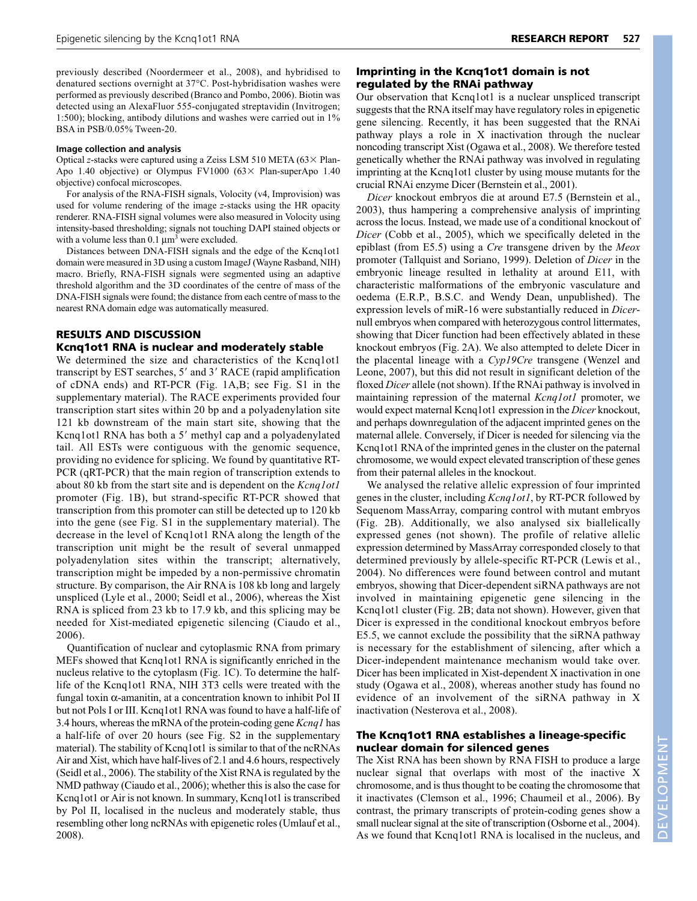previously described (Noordermeer et al., 2008), and hybridised to denatured sections overnight at 37°C. Post-hybridisation washes were performed as previously described (Branco and Pombo, 2006). Biotin was detected using an AlexaFluor 555-conjugated streptavidin (Invitrogen; 1:500); blocking, antibody dilutions and washes were carried out in 1% BSA in PSB/0.05% Tween-20.

#### Image collection and analysis

Optical *z*-stacks were captured using a Zeiss LSM 510 META (63× Plan-Apo 1.40 objective) or Olympus FV1000 (63× Plan-superApo 1.40 objective) confocal microscopes.

For analysis of the RNA-FISH signals, Volocity (v4, Improvision) was used for volume rendering of the image *z*-stacks using the HR opacity renderer. RNA-FISH signal volumes were also measured in Volocity using intensity-based thresholding; signals not touching DAPI stained objects or with a volume less than 0.1 $\mu m^3$ were excluded.

Distances between DNA-FISH signals and the edge of the Kcnq1ot1 domain were measured in 3D using a custom ImageJ (Wayne Rasband, NIH) macro. Briefly, RNA-FISH signals were segmented using an adaptive threshold algorithm and the 3D coordinates of the centre of mass of the DNA-FISH signals were found; the distance from each centre of mass to the nearest RNA domain edge was automatically measured.

## RESULTS AND DISCUSSION

### Kcnq1ot1 RNA is nuclear and moderately stable

We determined the size and characteristics of the Kcnq1ot1 transcript by EST searches, 5′ and 3′ RACE (rapid amplification of cDNA ends) and RT-PCR (Fig. 1A,B; see Fig. S1 in the supplementary material). The RACE experiments provided four transcription start sites within 20 bp and a polyadenylation site 121 kb downstream of the main start site, showing that the Kcnq1ot1 RNA has both a 5′ methyl cap and a polyadenylated tail. All ESTs were contiguous with the genomic sequence, providing no evidence for splicing. We found by quantitative RT-PCR (qRT-PCR) that the main region of transcription extends to about 80 kb from the start site and is dependent on the *Kcnq1ot1* promoter (Fig. 1B), but strand-specific RT-PCR showed that transcription from this promoter can still be detected up to 120 kb into the gene (see Fig. S1 in the supplementary material). The decrease in the level of Kcnq1ot1 RNA along the length of the transcription unit might be the result of several unmapped polyadenylation sites within the transcript; alternatively, transcription might be impeded by a non-permissive chromatin structure. By comparison, the Air RNA is 108 kb long and largely unspliced (Lyle et al., 2000; Seidl et al., 2006), whereas the Xist RNA is spliced from 23 kb to 17.9 kb, and this splicing may be needed for Xist-mediated epigenetic silencing (Ciaudo et al., 2006).

Quantification of nuclear and cytoplasmic RNA from primary MEFs showed that Kcnq1ot1 RNA is significantly enriched in the nucleus relative to the cytoplasm (Fig. 1C). To determine the half-life of the Kcnq1ot1 RNA, NIH 3T3 cells were treated with the fungal toxin α-amanitin, at a concentration known to inhibit Pol II but not Pols I or III. Kcnq1ot1 RNA was found to have a half-life of 3.4 hours, whereas the mRNA of the protein-coding gene *Kcnq1* has a half-life of over 20 hours (see Fig. S2 in the supplementary material). The stability of Kcnq1ot1 is similar to that of the ncRNAs Air and Xist, which have half-lives of 2.1 and 4.6 hours, respectively (Seidl et al., 2006). The stability of the Xist RNA is regulated by the NMD pathway (Ciaudo et al., 2006); whether this is also the case for Kcnq1ot1 or Air is not known. In summary, Kcnq1ot1 is transcribed by Pol II, localised in the nucleus and moderately stable, thus resembling other long ncRNAs with epigenetic roles (Umlauf et al., 2008).

### Imprinting in the Kcnq1ot1 domain is not regulated by the RNAi pathway

Our observation that Kcnq1ot1 is a nuclear unspliced transcript suggests that the RNA itself may have regulatory roles in epigenetic gene silencing. Recently, it has been suggested that the RNAi pathway plays a role in X inactivation through the nuclear noncoding transcript Xist (Ogawa et al., 2008). We therefore tested genetically whether the RNAi pathway was involved in regulating imprinting at the Kcnq1ot1 cluster by using mouse mutants for the crucial RNAi enzyme Dicer (Bernstein et al., 2001).

*Dicer* knockout embryos die at around E7.5 (Bernstein et al., 2003), thus hampering a comprehensive analysis of imprinting across the locus. Instead, we made use of a conditional knockout of *Dicer* (Cobb et al., 2005), which we specifically deleted in the epiblast (from E5.5) using a *Cre* transgene driven by the *Meox* promoter (Tallquist and Soriano, 1999). Deletion of *Dicer* in the embryonic lineage resulted in lethality at around E11, with characteristic malformations of the embryonic vasculature and oedema (E.R.P., B.S.C. and Wendy Dean, unpublished). The expression levels of miR-16 were substantially reduced in *Dicer*-null embryos when compared with heterozygous control littermates, showing that Dicer function had been effectively ablated in these knockout embryos (Fig. 2A). We also attempted to delete Dicer in the placental lineage with a *Cyp19Cre* transgene (Wenzel and Leone, 2007), but this did not result in significant deletion of the floxed *Dicer* allele (not shown). If the RNAi pathway is involved in maintaining repression of the maternal *Kcnq1ot1* promoter, we would expect maternal Kcnq1ot1 expression in the *Dicer* knockout, and perhaps downregulation of the adjacent imprinted genes on the maternal allele. Conversely, if Dicer is needed for silencing via the Kcnq1ot1 RNA of the imprinted genes in the cluster on the paternal chromosome, we would expect elevated transcription of these genes from their paternal alleles in the knockout.

We analysed the relative allelic expression of four imprinted genes in the cluster, including *Kcnq1ot1*, by RT-PCR followed by Sequenom MassArray, comparing control with mutant embryos (Fig. 2B). Additionally, we also analysed six biallelically expressed genes (not shown). The profile of relative allelic expression determined by MassArray corresponded closely to that determined previously by allele-specific RT-PCR (Lewis et al., 2004). No differences were found between control and mutant embryos, showing that Dicer-dependent siRNA pathways are not involved in maintaining epigenetic gene silencing in the Kcnq1ot1 cluster (Fig. 2B; data not shown). However, given that Dicer is expressed in the conditional knockout embryos before E5.5, we cannot exclude the possibility that the siRNA pathway is necessary for the establishment of silencing, after which a Dicer-independent maintenance mechanism would take over. Dicer has been implicated in Xist-dependent X inactivation in one study (Ogawa et al., 2008), whereas another study has found no evidence of an involvement of the siRNA pathway in X inactivation (Nesterova et al., 2008).

### The Kcnq1ot1 RNA establishes a lineage-specific nuclear domain for silenced genes

The Xist RNA has been shown by RNA FISH to produce a large nuclear signal that overlaps with most of the inactive X chromosome, and is thus thought to be coating the chromosome that it inactivates (Clemson et al., 1996; Chaumeil et al., 2006). By contrast, the primary transcripts of protein-coding genes show a small nuclear signal at the site of transcription (Osborne et al., 2004). As we found that Kcnq1ot1 RNA is localised in the nucleus, and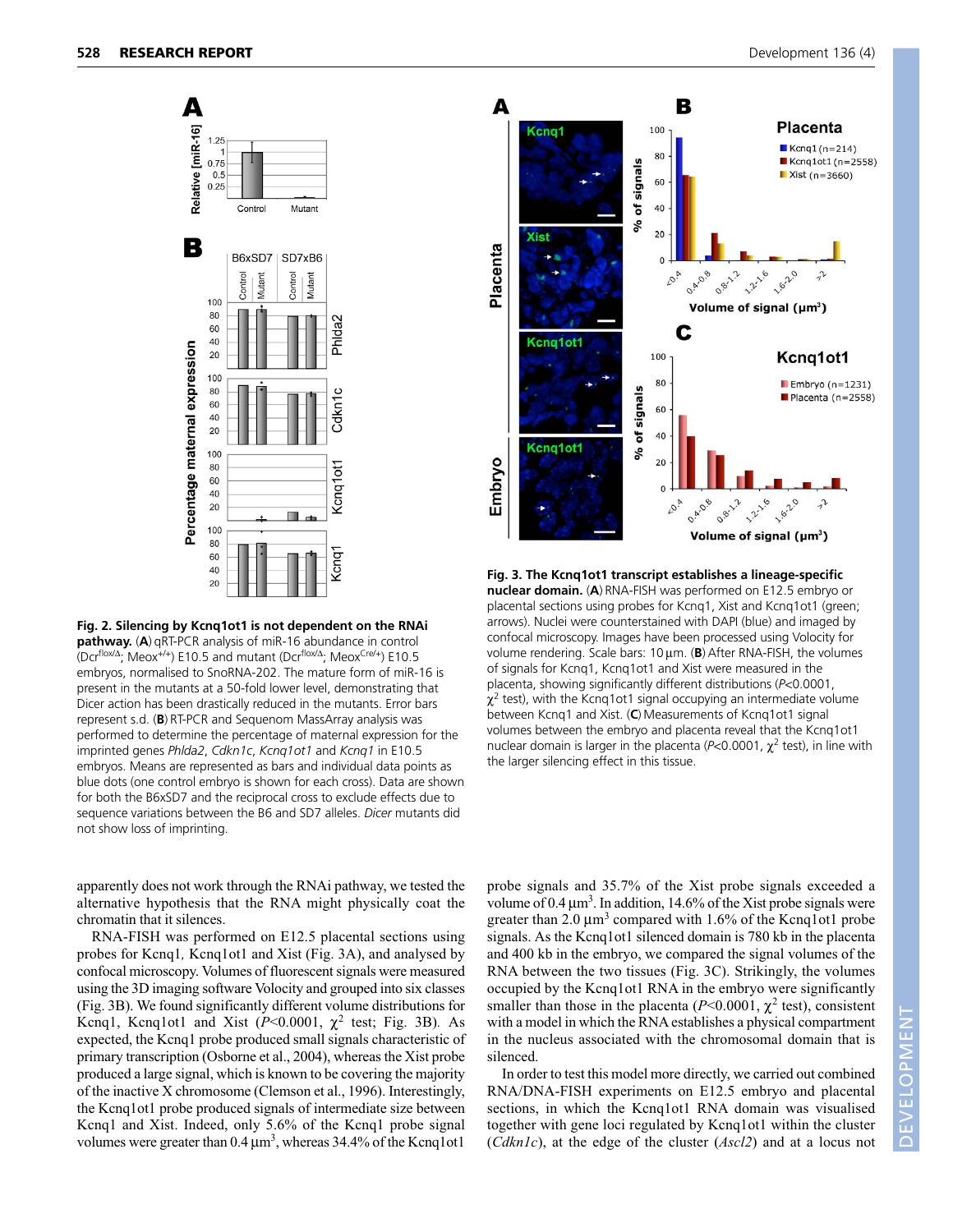**Fig. 2. Silencing by Kcnq1ot1 is not dependent on the RNAi pathway.** (**A**) qRT-PCR analysis of miR-16 abundance in control ($Dcr^{flox/\Delta}$; $Meox^{+/+}$) E10.5 and mutant ($Dcr^{flox/\Delta}$; $Meox^{Cre/+}$) E10.5 embryos, normalised to SnoRNA-202. The mature form of miR-16 is present in the mutants at a 50-fold lower level, demonstrating that Dicer action has been drastically reduced in the mutants. Error bars represent s.d. (**B**) RT-PCR and Sequenom MassArray analysis was performed to determine the percentage of maternal expression for the imprinted genes *Phlda2*, *Cdkn1c*, *Kcnq1ot1* and *Kcnq1* in E10.5 embryos. Means are represented as bars and individual data points as blue dots (one control embryo is shown for each cross). Data are shown for both the B6xSD7 and the reciprocal cross to exclude effects due to sequence variations between the B6 and SD7 alleles. *Dicer* mutants did not show loss of imprinting.

**Fig. 3. The Kcnq1ot1 transcript establishes a lineage-specific nuclear domain.** (**A**) RNA-FISH was performed on E12.5 embryo or placental sections using probes for Kcnq1, Xist and Kcnq1ot1 (green; arrows). Nuclei were counterstained with DAPI (blue) and imaged by confocal microscopy. Images have been processed using Volocity for volume rendering. Scale bars: 10 μm. (**B**) After RNA-FISH, the volumes of signals for Kcnq1, Kcnq1ot1 and Xist were measured in the placenta, showing significantly different distributions ($P<0.0001$, $\chi^2$ test), with the Kcnq1ot1 signal occupying an intermediate volume between Kcnq1 and Xist. (**C**) Measurements of Kcnq1ot1 signal volumes between the embryo and placenta reveal that the Kcnq1ot1 nuclear domain is larger in the placenta ($P<0.0001$, $\chi^2$ test), in line with the larger silencing effect in this tissue.

apparently does not work through the RNAi pathway, we tested the alternative hypothesis that the RNA might physically coat the chromatin that it silences.

RNA-FISH was performed on E12.5 placental sections using probes for Kcnq1, Kcnq1ot1 and Xist (Fig. 3A), and analysed by confocal microscopy. Volumes of fluorescent signals were measured using the 3D imaging software Volocity and grouped into six classes (Fig. 3B). We found significantly different volume distributions for Kcnq1, Kcnq1ot1 and Xist ($P<0.0001$, $\chi^2$ test; Fig. 3B). As expected, the Kcnq1 probe produced small signals characteristic of primary transcription (Osborne et al., 2004), whereas the Xist probe produced a large signal, which is known to be covering the majority of the inactive X chromosome (Clemson et al., 1996). Interestingly, the Kcnq1ot1 probe produced signals of intermediate size between Kcnq1 and Xist. Indeed, only 5.6% of the Kcnq1 probe signal volumes were greater than 0.4 $\mu m^3$, whereas 34.4% of the Kcnq1ot1 probe signals and 35.7% of the Xist probe signals exceeded a volume of 0.4 $\mu m^3$. In addition, 14.6% of the Xist probe signals were greater than 2.0 $\mu m^3$ compared with 1.6% of the Kcnq1ot1 probe signals. As the Kcnq1ot1 silenced domain is 780 kb in the placenta and 400 kb in the embryo, we compared the signal volumes of the RNA between the two tissues (Fig. 3C). Strikingly, the volumes occupied by the Kcnq1ot1 RNA in the embryo were significantly smaller than those in the placenta ($P<0.0001$, $\chi^2$ test), consistent with a model in which the RNA establishes a physical compartment in the nucleus associated with the chromosomal domain that is silenced.

In order to test this model more directly, we carried out combined RNA/DNA-FISH experiments on E12.5 embryo and placental sections, in which the Kcnq1ot1 RNA domain was visualised together with gene loci regulated by Kcnq1ot1 within the cluster (*Cdkn1c*), at the edge of the cluster (*Ascl2*) and at a locus not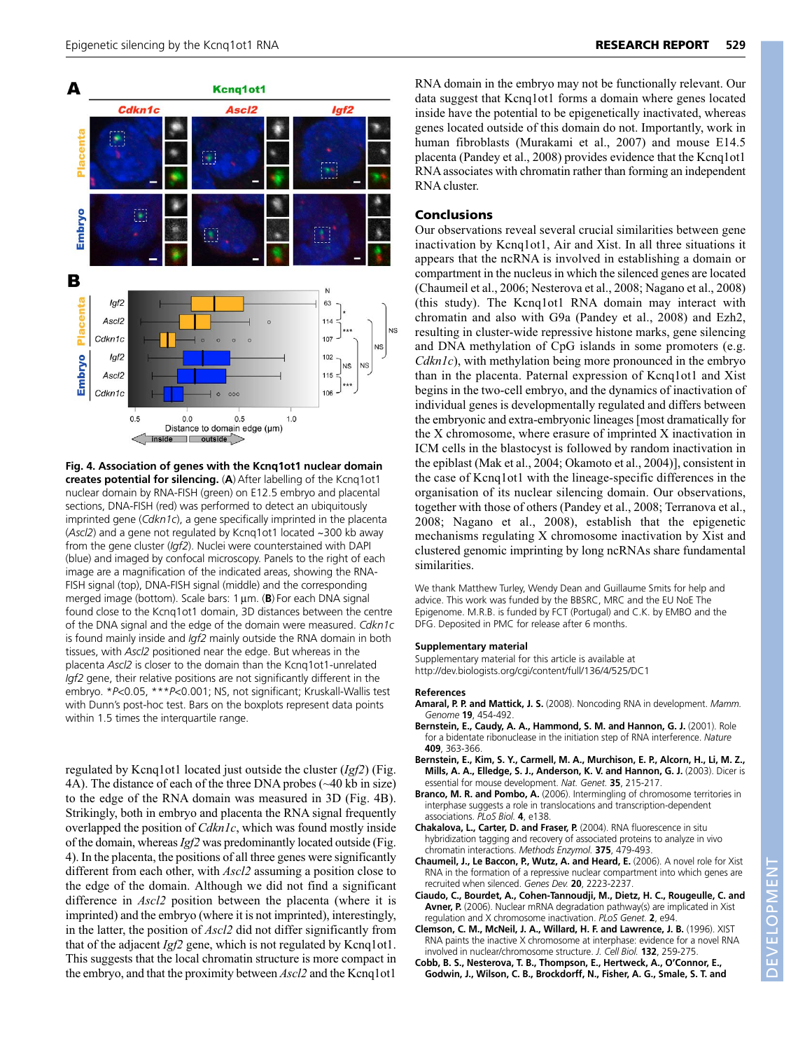**Fig. 4. Association of genes with the Kcnq1ot1 nuclear domain creates potential for silencing.** (**A**) After labelling of the Kcnq1ot1 nuclear domain by RNA-FISH (green) on E12.5 embryo and placental sections, DNA-FISH (red) was performed to detect an ubiquitously imprinted gene (*Cdkn1c*), a gene specifically imprinted in the placenta (*Ascl2*) and a gene not regulated by Kcnq1ot1 located ~300 kb away from the gene cluster (*Igf2*). Nuclei were counterstained with DAPI (blue) and imaged by confocal microscopy. Panels to the right of each image are a magnification of the indicated areas, showing the RNA-FISH signal (top), DNA-FISH signal (middle) and the corresponding merged image (bottom). Scale bars: 1 μm. (**B**) For each DNA signal found close to the Kcnq1ot1 domain, 3D distances between the centre of the DNA signal and the edge of the domain were measured. *Cdkn1c* is found mainly inside and *Igf2* mainly outside the RNA domain in both tissues, with *Ascl2* positioned near the edge. But whereas in the placenta *Ascl2* is closer to the domain than the Kcnq1ot1-unrelated *Igf2* gene, their relative positions are not significantly different in the embryo. *$P<0.05$, ***$P<0.001$; NS, not significant; Kruskall-Wallis test with Dunn's post-hoc test. Bars on the boxplots represent data points within 1.5 times the interquartile range.

regulated by Kcnq1ot1 located just outside the cluster (*Igf2*) (Fig. 4A). The distance of each of the three DNA probes (~40 kb in size) to the edge of the RNA domain was measured in 3D (Fig. 4B). Strikingly, both in embryo and placenta the RNA signal frequently overlapped the position of *Cdkn1c*, which was found mostly inside of the domain, whereas *Igf2* was predominantly located outside (Fig. 4). In the placenta, the positions of all three genes were significantly different from each other, with *Ascl2* assuming a position close to the edge of the domain. Although we did not find a significant difference in *Ascl2* position between the placenta (where it is imprinted) and the embryo (where it is not imprinted), interestingly, in the latter, the position of *Ascl2* did not differ significantly from that of the adjacent *Igf2* gene, which is not regulated by Kcnq1ot1. This suggests that the local chromatin structure is more compact in the embryo, and that the proximity between *Ascl2* and the Kcnq1ot1 RNA domain in the embryo may not be functionally relevant. Our data suggest that Kcnq1ot1 forms a domain where genes located inside have the potential to be epigenetically inactivated, whereas genes located outside of this domain do not. Importantly, work in human fibroblasts (Murakami et al., 2007) and mouse E14.5 placenta (Pandey et al., 2008) provides evidence that the Kcnq1ot1 RNA associates with chromatin rather than forming an independent RNA cluster.

## Conclusions

Our observations reveal several crucial similarities between gene inactivation by Kcnq1ot1, Air and Xist. In all three situations it appears that the ncRNA is involved in establishing a domain or compartment in the nucleus in which the silenced genes are located (Chaumeil et al., 2006; Nesterova et al., 2008; Nagano et al., 2008) (this study). The Kcnq1ot1 RNA domain may interact with chromatin (Pandey et al., 2008) and Ezh2, resulting in cluster-wide repressive histone marks, gene silencing and DNA methylation of CpG islands in some promoters (e.g. *Cdkn1c*), with methylation being more pronounced in the embryo than in the placenta. Paternal expression of Kcnq1ot1 and Xist begins in the two-cell embryo, and the dynamics of inactivation of individual genes is developmentally regulated and differs between the embryonic and extra-embryonic lineages [most dramatically for the X chromosome, where erasure of imprinted X inactivation in ICM cells in the blastocyst is followed by random inactivation in the epiblast (Mak et al., 2004; Okamoto et al., 2004)], consistent in the case of Kcnq1ot1 with the lineage-specific differences in the organisation of its nuclear silencing domain. Our observations, together with those of others (Pandey et al., 2008; Terranova et al., 2008; Nagano et al., 2008), establish that the epigenetic mechanisms regulating X chromosome inactivation by Xist and clustered genomic imprinting by long ncRNAs share fundamental similarities.

We thank Matthew Turley, Wendy Dean and Guillaume Smits for help and advice. This work was funded by the BBSRC, MRC and the EU NoE The Epigenome. M.R.B. is funded by FCT (Portugal) and C.K. by EMBO and the DFG. Deposited in PMC for release after 6 months.

### Supplementary material

Supplementary material for this article is available at
http://dev.biologists.org/cgi/content/full/136/4/525/DC1

### References

**Amaral, P. P. and Mattick, J. S.** (2008). Noncoding RNA in development. *Mamm. Genome* **19**, 454-492.

**Bernstein, E., Caudy, A. A., Hammond, S. M. and Hannon, G. J.** (2001). Role for a bidentate ribonuclease in the initiation step of RNA interference. *Nature* **409**, 363-366.

**Bernstein, E., Kim, S. Y., Carmell, M. A., Murchison, E. P., Alcorn, H., Li, M. Z., Mills, A. A., Elledge, S. J., Anderson, K. V. and Hannon, G. J.** (2003). Dicer is essential for mouse development. *Nat. Genet.* **35**, 215-217.

**Branco, M. R. and Pombo, A.** (2006). Intermingling of chromosome territories in interphase suggests a role in translocations and transcription-dependent associations. *PLoS Biol.* **4**, e138.

**Chakalova, L., Carter, D. and Fraser, P.** (2004). RNA fluorescence in situ hybridization tagging and recovery of associated proteins to analyze in vivo chromatin interactions. *Methods Enzymol.* **375**, 479-493.

**Chaumeil, J., Le Baccon, P., Wutz, A. and Heard, E.** (2006). A novel role for Xist RNA in the formation of a repressive nuclear compartment into which genes are recruited when silenced. *Genes Dev.* **20**, 2223-2237.

**Ciaudo, C., Bourdet, A., Cohen-Tannoudji, M., Dietz, H. C., Rougeulle, C. and Avner, P.** (2006). Nuclear mRNA degradation pathway(s) are implicated in Xist regulation and X chromosome inactivation. *PLoS Genet.* **2**, e94.

**Clemson, C. M., McNeil, J. A., Willard, H. F. and Lawrence, J. B.** (1996). XIST RNA paints the inactive X chromosome at interphase: evidence for a novel RNA involved in nuclear/chromosome structure. *J. Cell Biol.* **132**, 259-275.

**Cobb, B. S., Nesterova, T. B., Thompson, E., Hertweck, A., O'Connor, E., Godwin, J., Wilson, C. B., Brockdorff, N., Fisher, A. G., Smale, S. T. and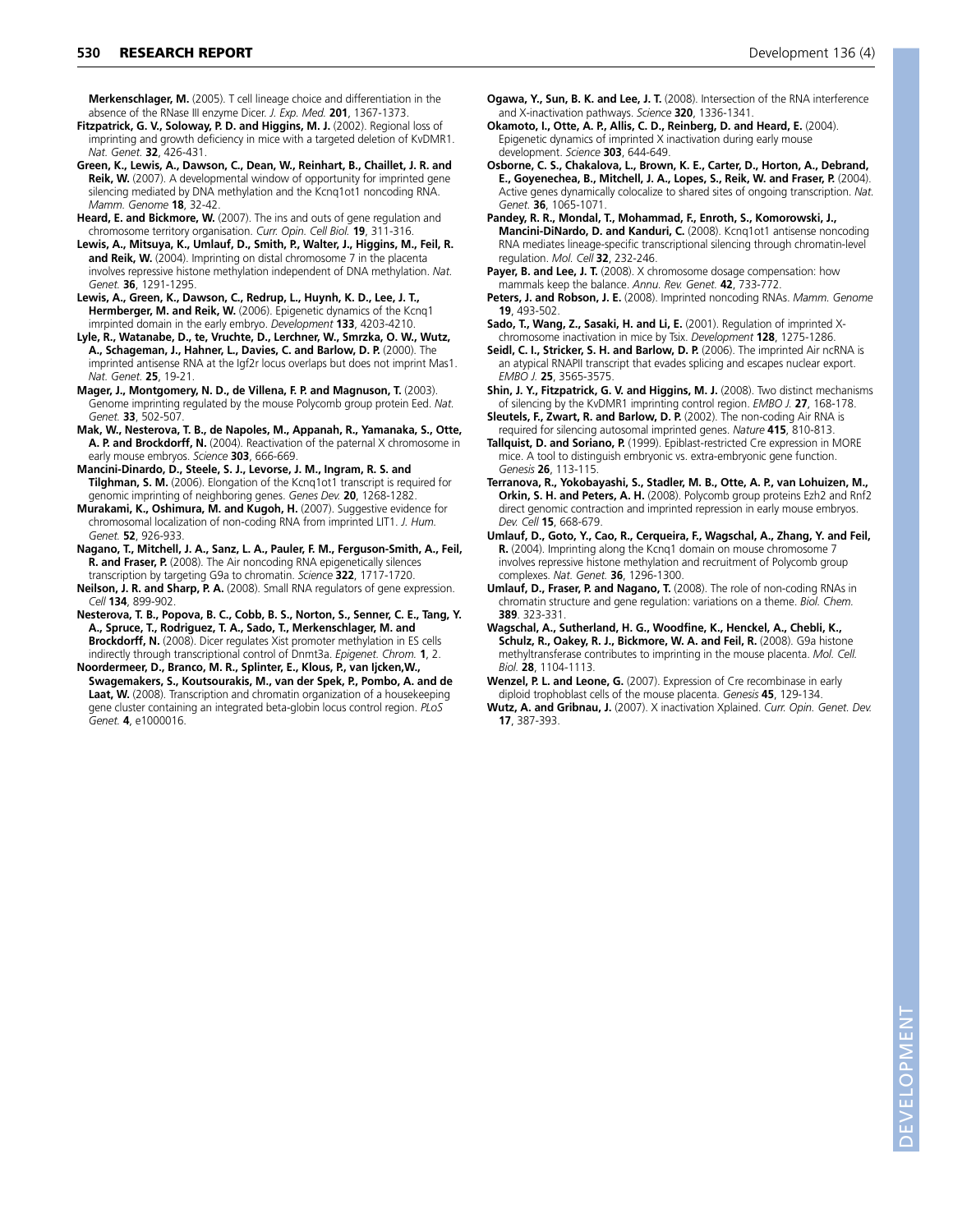**Merkenschlager, M.** (2005). T cell lineage choice and differentiation in the absence of the RNase III enzyme Dicer. *J. Exp. Med.* **201**, 1367-1373.

**Fitzpatrick, G. V., Soloway, P. D. and Higgins, M. J.** (2002). Regional loss of imprinting and growth deficiency in mice with a targeted deletion of KvDMR1. *Nat. Genet.* **32**, 426-431.

**Green, K., Lewis, A., Dawson, C., Dean, W., Reinhart, B., Chaillet, J. R. and Reik, W.** (2007). A developmental window of opportunity for imprinted gene silencing mediated by DNA methylation and the Kcnq1ot1 noncoding RNA. *Mamm. Genome* **18**, 32-42.

**Heard, E. and Bickmore, W.** (2007). The ins and outs of gene regulation and chromosome territory organisation. *Curr. Opin. Cell Biol.* **19**, 311-316.

**Lewis, A., Mitsuya, K., Umlauf, D., Smith, P., Walter, J., Higgins, M., Feil, R. and Reik, W.** (2004). Imprinting on distal chromosome 7 in the placenta involves repressive histone methylation independent of DNA methylation. *Nat. Genet.* **36**, 1291-1295.

**Lewis, A., Green, K., Dawson, C., Redrup, L., Huynh, K. D., Lee, J. T., Hermberger, M. and Reik, W.** (2006). Epigenetic dynamics of the Kcnq1 imrpinted domain in the early embryo. *Development* **133**, 4203-4210.

**Lyle, R., Watanabe, D., te, Vruchte, D., Lerchner, W., Smrzka, O. W., Wutz, A., Schageman, J., Hahner, L., Davies, C. and Barlow, D. P.** (2000). The imprinted antisense RNA at the Igf2r locus overlaps but does not imprint Mas1. *Nat. Genet.* **25**, 19-21.

**Mager, J., Montgomery, N. D., de Villena, F. P. and Magnuson, T.** (2003). Genome imprinting regulated by the mouse Polycomb group protein Eed. *Nat. Genet.* **33**, 502-507.

**Mak, W., Nesterova, T. B., de Napoles, M., Appanah, R., Yamanaka, S., Otte, A. P. and Brockdorff, N.** (2004). Reactivation of the paternal X chromosome in early mouse embryos. *Science* **303**, 666-669.

**Mancini-Dinardo, D., Steele, S. J., Levorse, J. M., Ingram, R. S. and Tilghman, S. M.** (2006). Elongation of the Kcnq1ot1 transcript is required for genomic imprinting of neighboring genes. *Genes Dev.* **20**, 1268-1282.

**Murakami, K., Oshimura, M. and Kugoh, H.** (2007). Suggestive evidence for chromosomal localization of non-coding RNA from imprinted LIT1. *J. Hum. Genet.* **52**, 926-933.

**Nagano, T., Mitchell, J. A., Sanz, L. A., Pauler, F. M., Ferguson-Smith, A., Feil, R. and Fraser, P.** (2008). The Air noncoding RNA epigenetically silences transcription by targeting G9a to chromatin. *Science* **322**, 1717-1720.

**Neilson, J. R. and Sharp, P. A.** (2008). Small RNA regulators of gene expression. *Cell* **134**, 899-902.

**Nesterova, T. B., Popova, B. C., Cobb, B. S., Norton, S., Senner, C. E., Tang, Y. A., Spruce, T., Rodriguez, T. A., Sado, T., Merkenschlager, M. and Brockdorff, N.** (2008). Dicer regulates Xist promoter methylation in ES cells indirectly through transcriptional control of Dnmt3a. *Epigenet. Chrom.* **1**, 2.

**Noordermeer, D., Branco, M. R., Splinter, E., Klous, P., van Ijcken,W., Swagemakers, S., Koutsourakis, M., van der Spek, P., Pombo, A. and de Laat, W.** (2008). Transcription and chromatin organization of a housekeeping gene cluster containing an integrated beta-globin locus control region. *PLoS Genet.* **4**, e1000016.

**Ogawa, Y., Sun, B. K. and Lee, J. T.** (2008). Intersection of the RNA interference and X-inactivation pathways. *Science* **320**, 1336-1341.

**Okamoto, I., Otte, A. P., Allis, C. D., Reinberg, D. and Heard, E.** (2004). Epigenetic dynamics of imprinted X inactivation during early mouse development. *Science* **303**, 644-649.

**Osborne, C. S., Chakalova, L., Brown, K. E., Carter, D., Horton, A., Debrand, E., Goyenechea, B., Mitchell, J. A., Lopes, S., Reik, W. and Fraser, P.** (2004). Active genes dynamically colocalize to shared sites of ongoing transcription. *Nat. Genet.* **36**, 1065-1071.

**Pandey, R. R., Mondal, T., Mohammad, F., Enroth, S., Komorowski, J., Mancini-DiNardo, D. and Kanduri, C.** (2008). Kcnq1ot1 antisense noncoding RNA mediates lineage-specific transcriptional silencing through chromatin-level regulation. *Mol. Cell* **32**, 232-246.

**Payer, B. and Lee, J. T.** (2008). X chromosome dosage compensation: how mammals keep the balance. *Annu. Rev. Genet.* **42**, 733-772.

**Peters, J. and Robson, J. E.** (2008). Imprinted noncoding RNAs. *Mamm. Genome* **19**, 493-502.

**Sado, T., Wang, Z., Sasaki, H. and Li, E.** (2001). Regulation of imprinted X-chromosome inactivation in mice by Tsix. *Development* **128**, 1275-1286.

**Seidl, C. I., Stricker, S. H. and Barlow, D. P.** (2006). The imprinted Air ncRNA is an atypical RNAPII transcript that evades splicing and escapes nuclear export. *EMBO J.* **25**, 3565-3575.

**Shin, J. Y., Fitzpatrick, G. V. and Higgins, M. J.** (2008). Two distinct mechanisms of silencing by the KvDMR1 imprinting control region. *EMBO J.* **27**, 168-178.

**Sleutels, F., Zwart, R. and Barlow, D. P.** (2002). The non-coding Air RNA is required for silencing autosomal imprinted genes. *Nature* **415**, 810-813.

**Tallquist, D. and Soriano, P.** (1999). Epiblast-restricted Cre expression in MORE mice. A tool to distinguish embryonic vs. extra-embryonic gene function. *Genesis* **26**, 113-115.

**Terranova, R., Yokobayashi, S., Stadler, M. B., Otte, A. P., van Lohuizen, M., Orkin, S. H. and Peters, A. H.** (2008). Polycomb group proteins Ezh2 and Rnf2 direct genomic contraction and imprinted repression in early mouse embryos. *Dev. Cell* **15**, 668-679.

**Umlauf, D., Goto, Y., Cao, R., Cerqueira, F., Wagschal, A., Zhang, Y. and Feil, R.** (2004). Imprinting along the Kcnq1 domain on mouse chromosome 7 involves repressive histone methylation and recruitment of Polycomb group complexes. *Nat. Genet.* **36**, 1296-1300.

**Umlauf, D., Fraser, P. and Nagano, T.** (2008). The role of non-coding RNAs in chromatin structure and gene regulation: variations on a theme. *Biol. Chem.* **389**. 323-331.

**Wagschal, A., Sutherland, H. G., Woodfine, K., Henckel, A., Chebli, K., Schulz, R., Oakey, R. J., Bickmore, W. A. and Feil, R.** (2008). G9a histone methyltransferase contributes to imprinting in the mouse placenta. *Mol. Cell. Biol.* **28**, 1104-1113.

**Wenzel, P. L. and Leone, G.** (2007). Expression of Cre recombinase in early diploid trophoblast cells of the mouse placenta. *Genesis* **45**, 129-134.

**Wutz, A. and Gribnau, J.** (2007). X inactivation Xplained. *Curr. Opin. Genet. Dev.* **17**, 387-393.